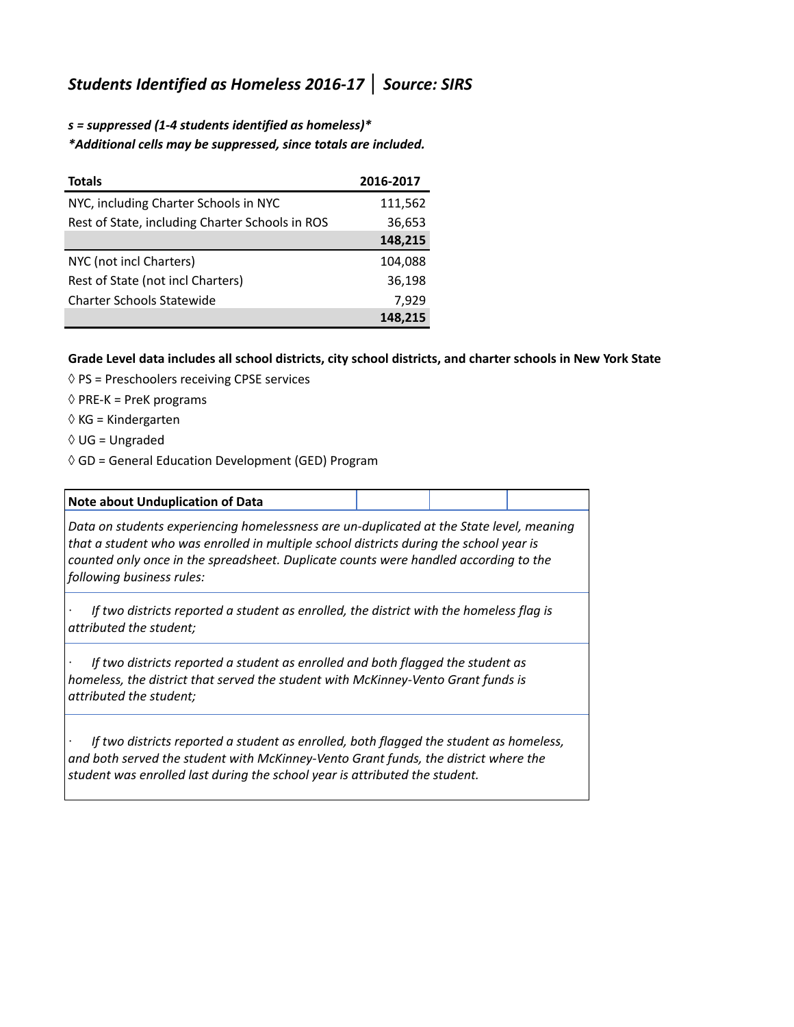## *Students Identified as Homeless 2016-17 │ Source: SIRS*

***s = suppressed (1-4 students identified as homeless)****
****Additional cells may be suppressed, since totals are included.***

| Totals | 2016-2017 |
|---|---|
| NYC, including Charter Schools in NYC | 111,562 |
| Rest of State, including Charter Schools in ROS | 36,653 |
| | **148,215** |
| NYC (not incl Charters) | 104,088 |
| Rest of State (not incl Charters) | 36,198 |
| Charter Schools Statewide | 7,929 |
| | **148,215** |

**Grade Level data includes all school districts, city school districts, and charter schools in New York State**

◊ PS = Preschoolers receiving CPSE services
◊ PRE-K = PreK programs
◊ KG = Kindergarten
◊ UG = Ungraded
◊ GD = General Education Development (GED) Program

**Note about Unduplication of Data**

*Data on students experiencing homelessness are un-duplicated at the State level, meaning that a student who was enrolled in multiple school districts during the school year is counted only once in the spreadsheet. Duplicate counts were handled according to the following business rules:*

- *If two districts reported a student as enrolled, the district with the homeless flag is attributed the student;*
- *If two districts reported a student as enrolled and both flagged the student as homeless, the district that served the student with McKinney-Vento Grant funds is attributed the student;*
- *If two districts reported a student as enrolled, both flagged the student as homeless, and both served the student with McKinney-Vento Grant funds, the district where the student was enrolled last during the school year is attributed the student.*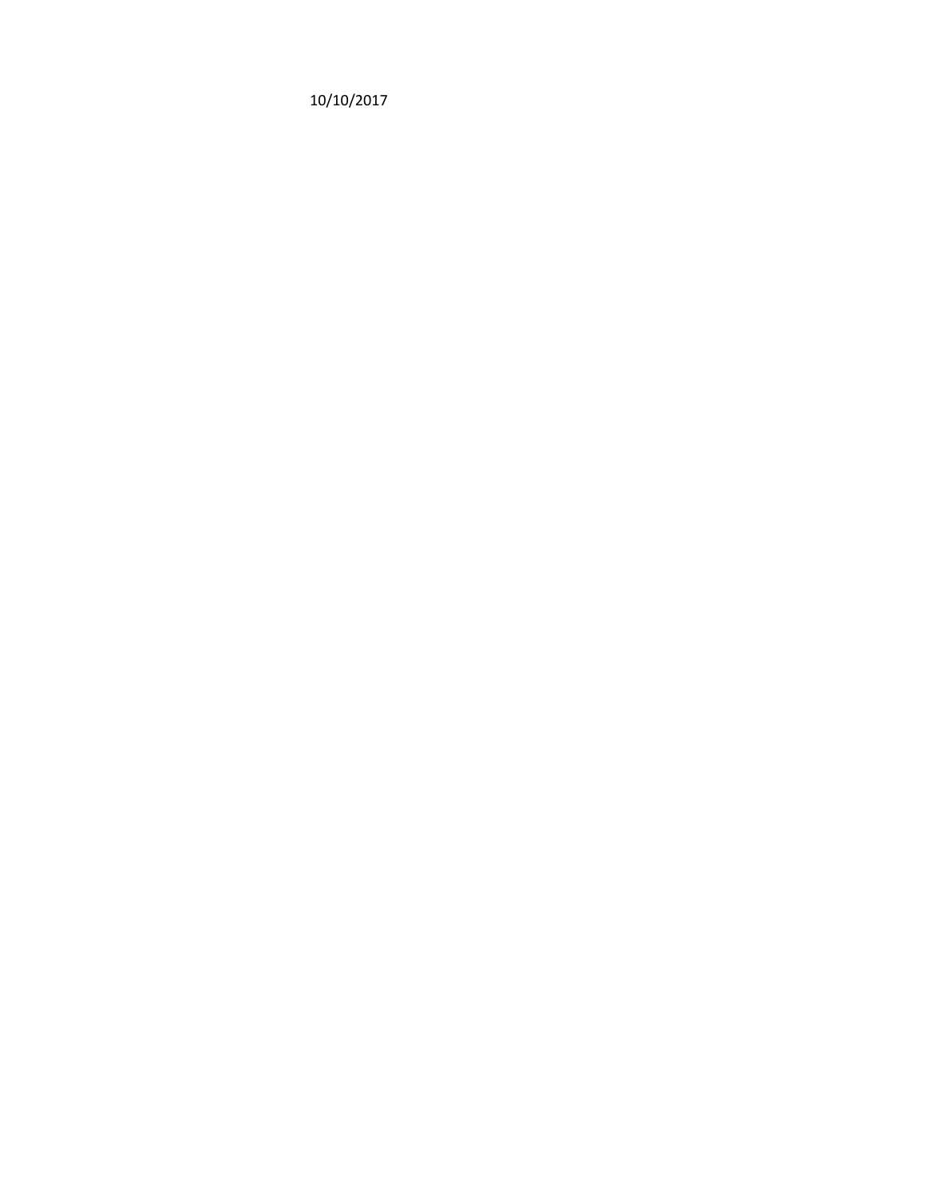10/10/2017